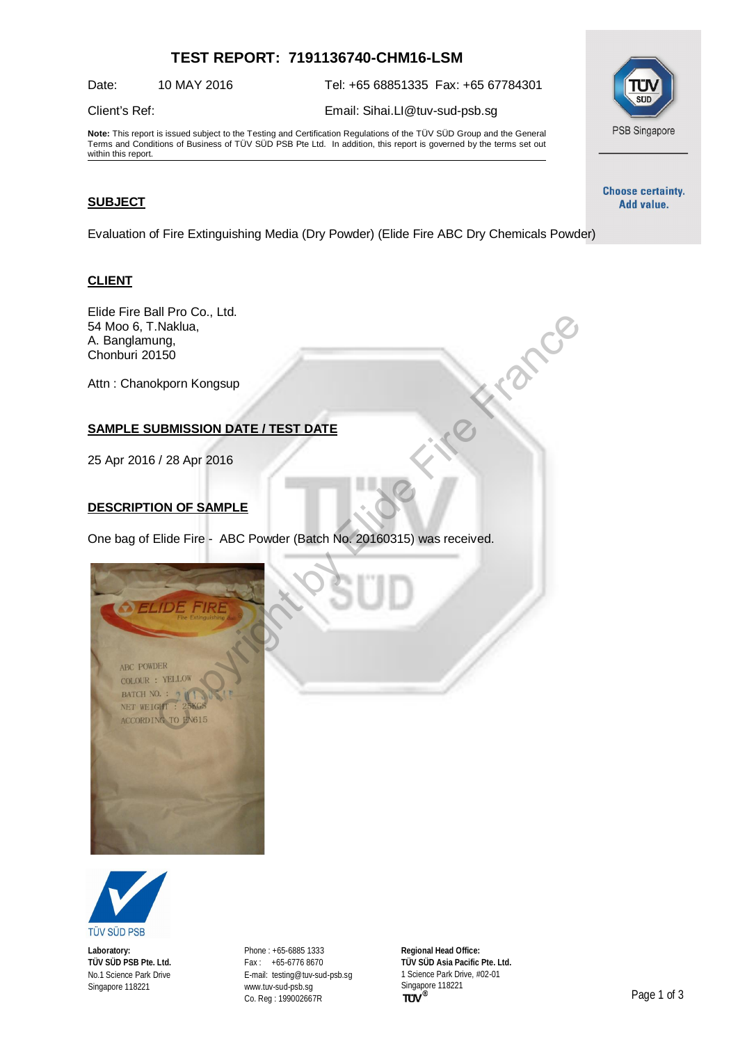# TEST REPORT: 7191136740-CHM16-LSM

Date: 10 MAY 2016 | Tel: +65 68851335 Fax: +65 67784301

Client's Ref: | Email: Sihai.LI@tuv-sud-psb.sg

**Note:** This report is issued subject to the Testing and Certification Regulations of the TÜV SÜD Group and the General Terms and Conditions of Business of TÜV SÜD PSB Pte Ltd. In addition, this report is governed by the terms set out within this report.

PSB Singapore

Choose certainty.
Add value.

## SUBJECT

Evaluation of Fire Extinguishing Media (Dry Powder) (Elide Fire ABC Dry Chemicals Powder)

## CLIENT

Elide Fire Ball Pro Co., Ltd.
54 Moo 6, T.Naklua,
A. Banglamung,
Chonburi 20150

Attn : Chanokporn Kongsup

## SAMPLE SUBMISSION DATE / TEST DATE

25 Apr 2016 / 28 Apr 2016

## DESCRIPTION OF SAMPLE

One bag of Elide Fire - ABC Powder (Batch No. 20160315) was received.

**Laboratory:**
**TÜV SÜD PSB Pte. Ltd.**
No.1 Science Park Drive
Singapore 118221

Phone : +65-6885 1333
Fax : +65-6776 8670
E-mail: testing@tuv-sud-psb.sg
www.tuv-sud-psb.sg
Co. Reg : 199002667R

**Regional Head Office:**
**TÜV SÜD Asia Pacific Pte. Ltd.**
1 Science Park Drive, #02-01
Singapore 118221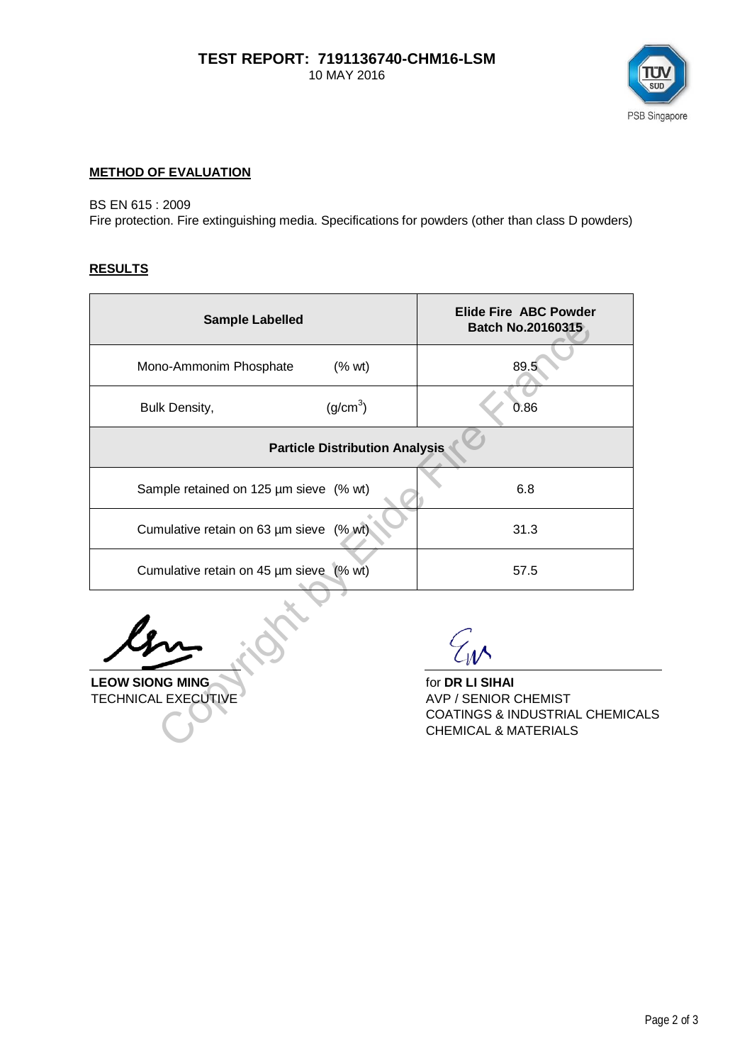**TEST REPORT: 7191136740-CHM16-LSM**
10 MAY 2016

TÜV SÜD PSB Singapore

**METHOD OF EVALUATION**

BS EN 615 : 2009
Fire protection. Fire extinguishing media. Specifications for powders (other than class D powders)

**RESULTS**

| Sample Labelled | Elide Fire ABC Powder Batch No.20160315 |
|---|---|
| Mono-Ammonim Phosphate (% wt) | 89.5 |
| Bulk Density, ($g/cm^3$) | 0.86 |
| **Particle Distribution Analysis** | |
| Sample retained on 125 µm sieve (% wt) | 6.8 |
| Cumulative retain on 63 µm sieve (% wt) | 31.3 |
| Cumulative retain on 45 µm sieve (% wt) | 57.5 |

Copyright by Elide Fire France

**LEOW SIONG MING**
TECHNICAL EXECUTIVE

for **DR LI SIHAI**
AVP / SENIOR CHEMIST
COATINGS & INDUSTRIAL CHEMICALS
CHEMICAL & MATERIALS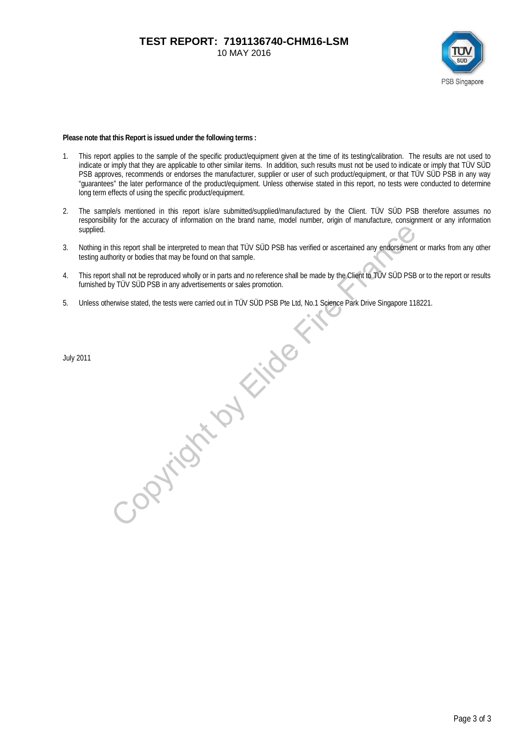**Please note that this Report is issued under the following terms :**

1. This report applies to the sample of the specific product/equipment given at the time of its testing/calibration. The results are not used to indicate or imply that they are applicable to other similar items. In addition, such results must not be used to indicate or imply that TÜV SÜD PSB approves, recommends or endorses the manufacturer, supplier or user of such product/equipment, or that TÜV SÜD PSB in any way "guarantees" the later performance of the product/equipment. Unless otherwise stated in this report, no tests were conducted to determine long term effects of using the specific product/equipment.

2. The sample/s mentioned in this report is/are submitted/supplied/manufactured by the Client. TÜV SÜD PSB therefore assumes no responsibility for the accuracy of information on the brand name, model number, origin of manufacture, consignment or any information supplied.

3. Nothing in this report shall be interpreted to mean that TÜV SÜD PSB has verified or ascertained any endorsement or marks from any other testing authority or bodies that may be found on that sample.

4. This report shall not be reproduced wholly or in parts and no reference shall be made by the Client to TÜV SÜD PSB or to the report or results furnished by TÜV SÜD PSB in any advertisements or sales promotion.

5. Unless otherwise stated, the tests were carried out in TÜV SÜD PSB Pte Ltd, No.1 Science Park Drive Singapore 118221.

July 2011